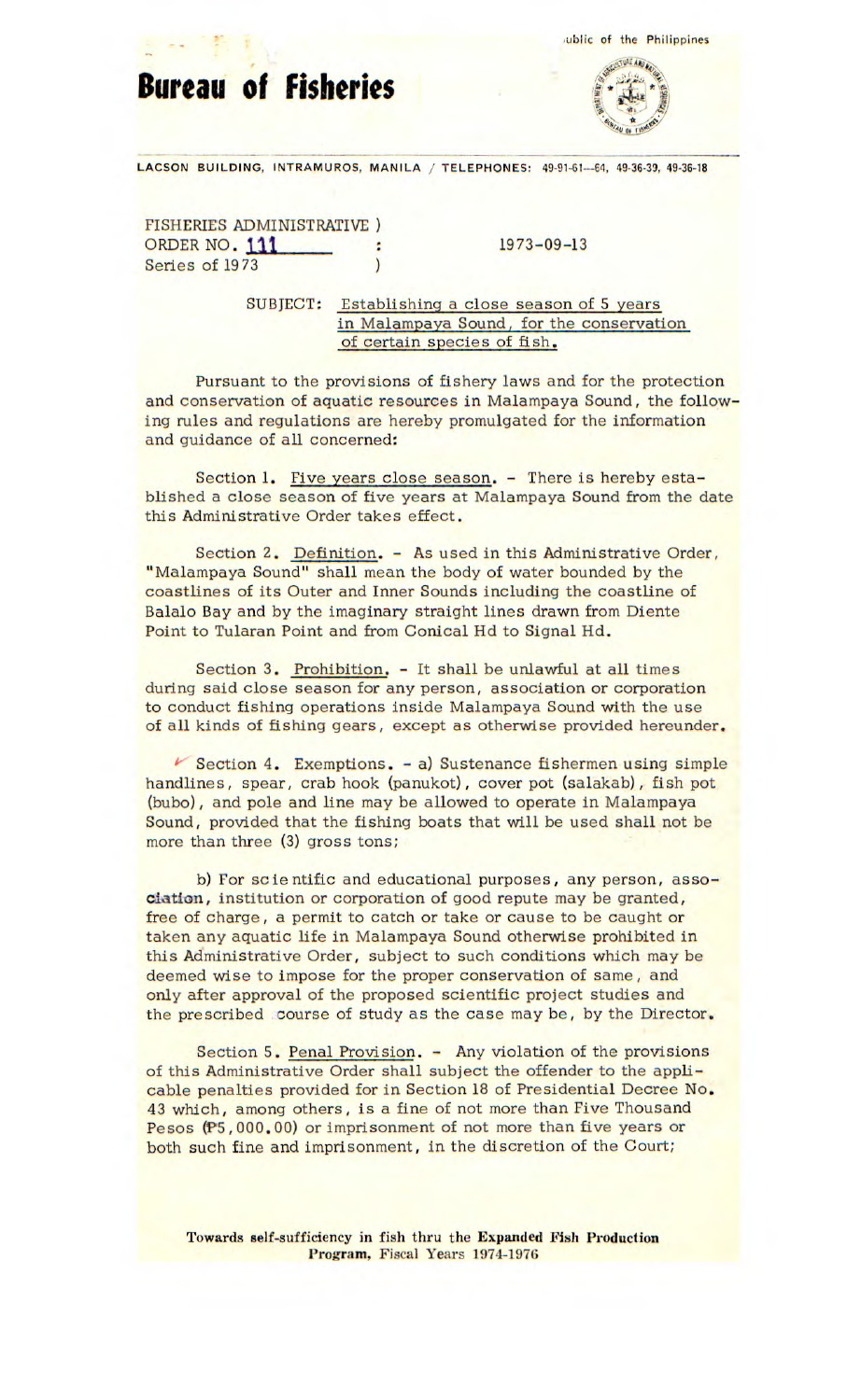# Bureau of Fisheries

LACSON BUILDING, INTRAMUROS, MANILA / TELEPHONES: 49-91-61—64, 49-36-39, 49-36-18

FISHERIES ADMINISTRATIVE )
ORDER NO. 111 :
Series of 1973 )

1973-09-13

SUBJECT: Establishing a close season of 5 years in Malampaya Sound, for the conservation of certain species of fish.

Pursuant to the provisions of fishery laws and for the protection and conservation of aquatic resources in Malampaya Sound, the following rules and regulations are hereby promulgated for the information and guidance of all concerned:

Section 1. Five years close season. - There is hereby established a close season of five years at Malampaya Sound from the date this Administrative Order takes effect.

Section 2. Definition. - As used in this Administrative Order, "Malampaya Sound" shall mean the body of water bounded by the coastlines of its Outer and Inner Sounds including the coastline of Balalo Bay and by the imaginary straight lines drawn from Diente Point to Tularan Point and from Conical Hd to Signal Hd.

Section 3. Prohibition. - It shall be unlawful at all times during said close season for any person, association or corporation to conduct fishing operations inside Malampaya Sound with the use of all kinds of fishing gears, except as otherwise provided hereunder.

Section 4. Exemptions. - a) Sustenance fishermen using simple handlines, spear, crab hook (panukot), cover pot (salakab), fish pot (bubo), and pole and line may be allowed to operate in Malampaya Sound, provided that the fishing boats that will be used shall not be more than three (3) gross tons;

b) For scientific and educational purposes, any person, association, institution or corporation of good repute may be granted, free of charge, a permit to catch or take or cause to be caught or taken any aquatic life in Malampaya Sound otherwise prohibited in this Administrative Order, subject to such conditions which may be deemed wise to impose for the proper conservation of same, and only after approval of the proposed scientific project studies and the prescribed course of study as the case may be, by the Director.

Section 5. Penal Provision. - Any violation of the provisions of this Administrative Order shall subject the offender to the applicable penalties provided for in Section 18 of Presidential Decree No. 43 which, among others, is a fine of not more than Five Thousand Pesos (₱5,000.00) or imprisonment of not more than five years or both such fine and imprisonment, in the discretion of the Court;

Towards self-sufficiency in fish thru the **Expanded Fish Production Program**, Fiscal Years 1974-1976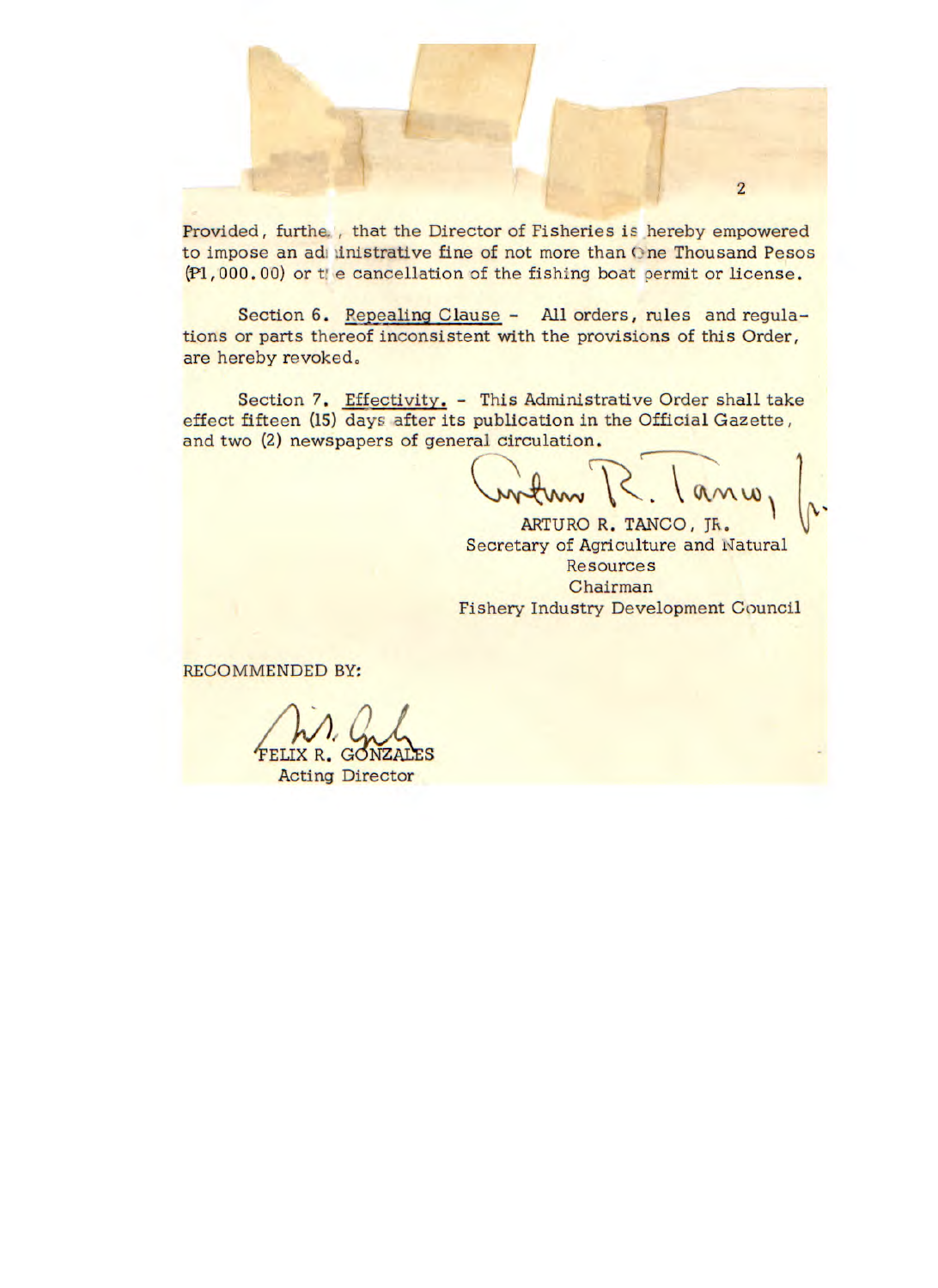Provided, further, that the Director of Fisheries is hereby empowered to impose an administrative fine of not more than One Thousand Pesos (₱1,000.00) or the cancellation of the fishing boat permit or license.

Section 6. Repealing Clause - All orders, rules and regulations or parts thereof inconsistent with the provisions of this Order, are hereby revoked.

Section 7. Effectivity. - This Administrative Order shall take effect fifteen (15) days after its publication in the Official Gazette, and two (2) newspapers of general circulation.

ARTURO R. TANCO, JR.
Secretary of Agriculture and Natural Resources
Chairman
Fishery Industry Development Council

RECOMMENDED BY:

FELIX R. GONZALES
Acting Director